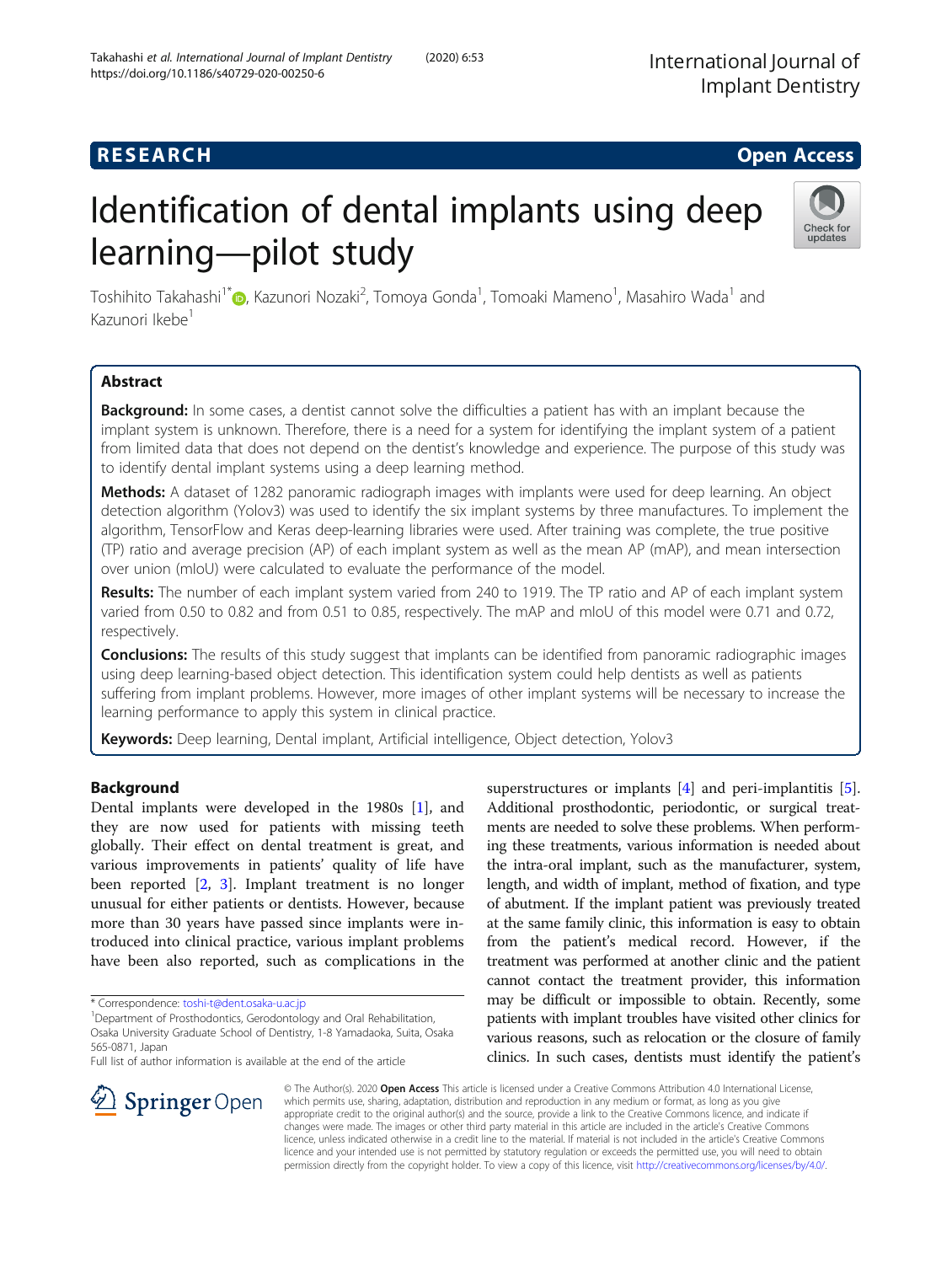RESEARCH Open Access

# Identification of dental implants using deep learning—pilot study

Toshihito Takahashi[1*], Kazunori Nozaki[2], Tomoya Gonda[1], Tomoaki Mameno[1], Masahiro Wada[1] and Kazunori Ikebe[1]

## Abstract

**Background:** In some cases, a dentist cannot solve the difficulties a patient has with an implant because the implant system is unknown. Therefore, there is a need for a system for identifying the implant system of a patient from limited data that does not depend on the dentist's knowledge and experience. The purpose of this study was to identify dental implant systems using a deep learning method.

**Methods:** A dataset of 1282 panoramic radiograph images with implants were used for deep learning. An object detection algorithm (Yolov3) was used to identify the six implant systems by three manufactures. To implement the algorithm, TensorFlow and Keras deep-learning libraries were used. After training was complete, the true positive (TP) ratio and average precision (AP) of each implant system as well as the mean AP (mAP), and mean intersection over union (mIoU) were calculated to evaluate the performance of the model.

**Results:** The number of each implant system varied from 240 to 1919. The TP ratio and AP of each implant system varied from 0.50 to 0.82 and from 0.51 to 0.85, respectively. The mAP and mIoU of this model were 0.71 and 0.72, respectively.

**Conclusions:** The results of this study suggest that implants can be identified from panoramic radiographic images using deep learning-based object detection. This identification system could help dentists as well as patients suffering from implant problems. However, more images of other implant systems will be necessary to increase the learning performance to apply this system in clinical practice.

**Keywords:** Deep learning, Dental implant, Artificial intelligence, Object detection, Yolov3

## Background

Dental implants were developed in the 1980s [1], and they are now used for patients with missing teeth globally. Their effect on dental treatment is great, and various improvements in patients' quality of life have been reported [2, 3]. Implant treatment is no longer unusual for either patients or dentists. However, because more than 30 years have passed since implants were introduced into clinical practice, various implant problems have been also reported, such as complications in the superstructures or implants [4] and peri-implantitis [5]. Additional prosthodontic, periodontic, or surgical treatments are needed to solve these problems. When performing these treatments, various information is needed about the intra-oral implant, such as the manufacturer, system, length, and width of implant, method of fixation, and type of abutment. If the implant patient was previously treated at the same family clinic, this information is easy to obtain from the patient's medical record. However, if the treatment was performed at another clinic and the patient cannot contact the treatment provider, this information may be difficult or impossible to obtain. Recently, some patients with implant troubles have visited other clinics for various reasons, such as relocation or the closure of family clinics. In such cases, dentists must identify the patient's

* Correspondence: toshi-t@dent.osaka-u.ac.jp
[1]Department of Prosthodontics, Gerodontology and Oral Rehabilitation, Osaka University Graduate School of Dentistry, 1-8 Yamadaoka, Suita, Osaka 565-0871, Japan
Full list of author information is available at the end of the article

© The Author(s). 2020 **Open Access** This article is licensed under a Creative Commons Attribution 4.0 International License, which permits use, sharing, adaptation, distribution and reproduction in any medium or format, as long as you give appropriate credit to the original author(s) and the source, provide a link to the Creative Commons licence, and indicate if changes were made. The images or other third party material in this article are included in the article's Creative Commons licence, unless indicated otherwise in a credit line to the material. If material is not included in the article's Creative Commons licence and your intended use is not permitted by statutory regulation or exceeds the permitted use, you will need to obtain permission directly from the copyright holder. To view a copy of this licence, visit http://creativecommons.org/licenses/by/4.0/.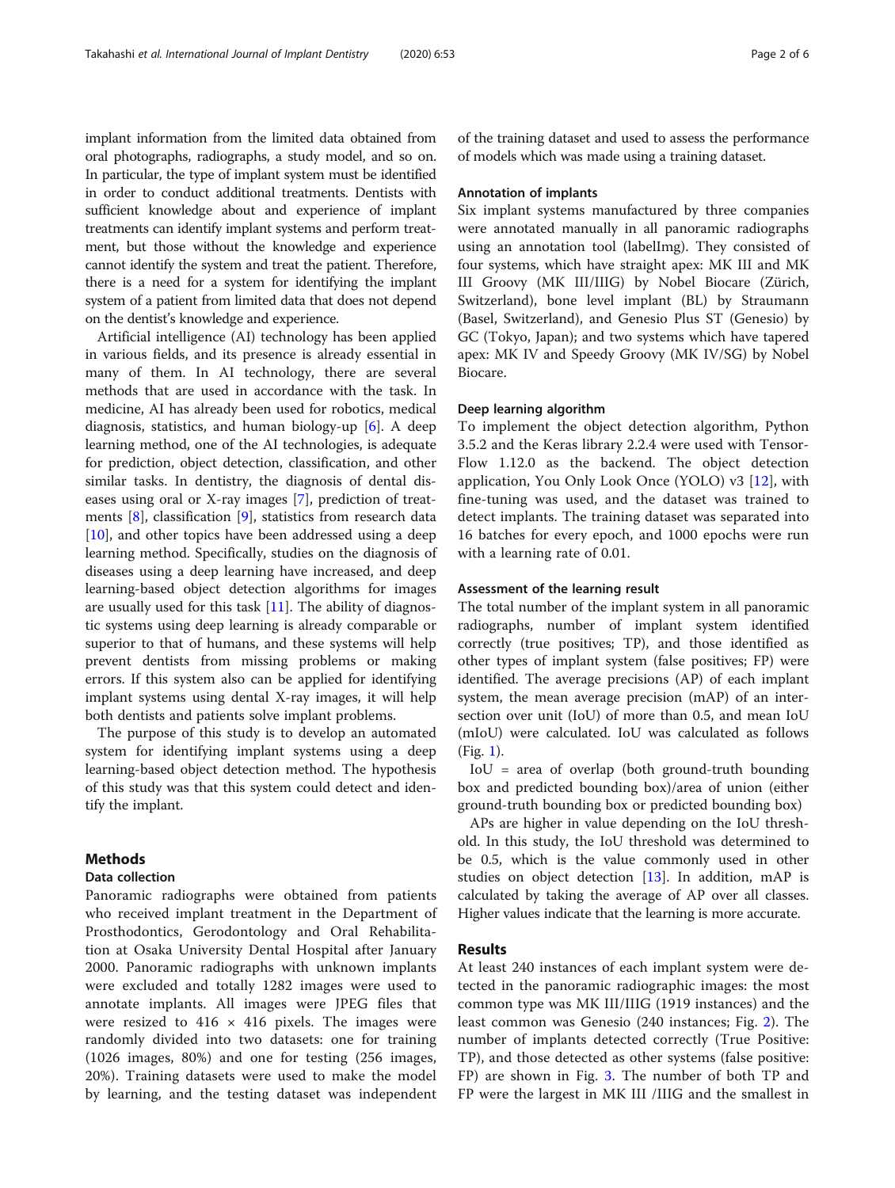implant information from the limited data obtained from oral photographs, radiographs, a study model, and so on. In particular, the type of implant system must be identified in order to conduct additional treatments. Dentists with sufficient knowledge about and experience of implant treatments can identify implant systems and perform treatment, but those without the knowledge and experience cannot identify the system and treat the patient. Therefore, there is a need for a system for identifying the implant system of a patient from limited data that does not depend on the dentist's knowledge and experience.

Artificial intelligence (AI) technology has been applied in various fields, and its presence is already essential in many of them. In AI technology, there are several methods that are used in accordance with the task. In medicine, AI has already been used for robotics, medical diagnosis, statistics, and human biology-up [6]. A deep learning method, one of the AI technologies, is adequate for prediction, object detection, classification, and other similar tasks. In dentistry, the diagnosis of dental diseases using oral or X-ray images [7], prediction of treatments [8], classification [9], statistics from research data [10], and other topics have been addressed using a deep learning method. Specifically, studies on the diagnosis of diseases using a deep learning have increased, and deep learning-based object detection algorithms for images are usually used for this task [11]. The ability of diagnostic systems using deep learning is already comparable or superior to that of humans, and these systems will help prevent dentists from missing problems or making errors. If this system also can be applied for identifying implant systems using dental X-ray images, it will help both dentists and patients solve implant problems.

The purpose of this study is to develop an automated system for identifying implant systems using a deep learning-based object detection method. The hypothesis of this study was that this system could detect and identify the implant.

## Methods

### Data collection

Panoramic radiographs were obtained from patients who received implant treatment in the Department of Prosthodontics, Gerodontology and Oral Rehabilitation at Osaka University Dental Hospital after January 2000. Panoramic radiographs with unknown implants were excluded and totally 1282 images were used to annotate implants. All images were JPEG files that were resized to 416 × 416 pixels. The images were randomly divided into two datasets: one for training (1026 images, 80%) and one for testing (256 images, 20%). Training datasets were used to make the model by learning, and the testing dataset was independent of the training dataset and used to assess the performance of models which was made using a training dataset.

### Annotation of implants

Six implant systems manufactured by three companies were annotated manually in all panoramic radiographs using an annotation tool (labelImg). They consisted of four systems, which have straight apex: MK III and MK III Groovy (MK III/IIIG) by Nobel Biocare (Zürich, Switzerland), bone level implant (BL) by Straumann (Basel, Switzerland), and Genesio Plus ST (Genesio) by GC (Tokyo, Japan); and two systems which have tapered apex: MK IV and Speedy Groovy (MK IV/SG) by Nobel Biocare.

### Deep learning algorithm

To implement the object detection algorithm, Python 3.5.2 and the Keras library 2.2.4 were used with TensorFlow 1.12.0 as the backend. The object detection application, You Only Look Once (YOLO) v3 [12], with fine-tuning was used, and the dataset was trained to detect implants. The training dataset was separated into 16 batches for every epoch, and 1000 epochs were run with a learning rate of 0.01.

### Assessment of the learning result

The total number of the implant system in all panoramic radiographs, number of implant system identified correctly (true positives; TP), and those identified as other types of implant system (false positives; FP) were identified. The average precisions (AP) of each implant system, the mean average precision (mAP) of an intersection over unit (IoU) of more than 0.5, and mean IoU (mIoU) were calculated. IoU was calculated as follows (Fig. 1).

IoU = area of overlap (both ground-truth bounding box and predicted bounding box)/area of union (either ground-truth bounding box or predicted bounding box)

APs are higher in value depending on the IoU threshold. In this study, the IoU threshold was determined to be 0.5, which is the value commonly used in other studies on object detection [13]. In addition, mAP is calculated by taking the average of AP over all classes. Higher values indicate that the learning is more accurate.

## Results

At least 240 instances of each implant system were detected in the panoramic radiographic images: the most common type was MK III/IIIG (1919 instances) and the least common was Genesio (240 instances; Fig. 2). The number of implants detected correctly (True Positive: TP), and those detected as other systems (false positive: FP) are shown in Fig. 3. The number of both TP and FP were the largest in MK III /IIIG and the smallest in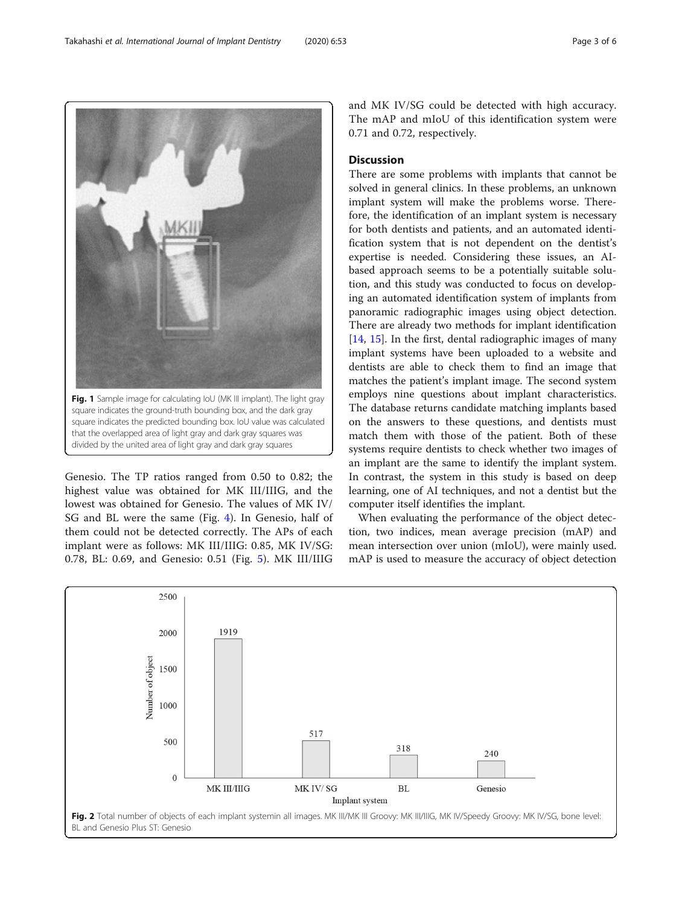Fig. 1 Sample image for calculating IoU (MK III implant). The light gray square indicates the ground-truth bounding box, and the dark gray square indicates the predicted bounding box. IoU value was calculated that the overlapped area of light gray and dark gray squares was divided by the united area of light gray and dark gray squares

Genesio. The TP ratios ranged from 0.50 to 0.82; the highest value was obtained for MK III/IIIG, and the lowest was obtained for Genesio. The values of MK IV/SG and BL were the same (Fig. 4). In Genesio, half of them could not be detected correctly. The APs of each implant were as follows: MK III/IIIG: 0.85, MK IV/SG: 0.78, BL: 0.69, and Genesio: 0.51 (Fig. 5). MK III/IIIG and MK IV/SG could be detected with high accuracy. The mAP and mIoU of this identification system were 0.71 and 0.72, respectively.

## Discussion

There are some problems with implants that cannot be solved in general clinics. In these problems, an unknown implant system will make the problems worse. Therefore, the identification of an implant system is necessary for both dentists and patients, and an automated identification system that is not dependent on the dentist's expertise is needed. Considering these issues, an AI-based approach seems to be a potentially suitable solution, and this study was conducted to focus on developing an automated identification system of implants from panoramic radiographic images using object detection. There are already two methods for implant identification [14, 15]. In the first, dental radiographic images of many implant systems have been uploaded to a website and dentists are able to check them to find an image that matches the patient's implant image. The second system employs nine questions about implant characteristics. The database returns candidate matching implants based on the answers to these questions, and dentists must match them with those of the patient. Both of these systems require dentists to check whether two images of an implant are the same to identify the implant system. In contrast, the system in this study is based on deep learning, one of AI techniques, and not a dentist but the computer itself identifies the implant.

When evaluating the performance of the object detection, two indices, mean average precision (mAP) and mean intersection over union (mIoU), were mainly used. mAP is used to measure the accuracy of object detection

| Implant system | Number of object |
|---|---|
| MK III/IIIG | 1919 |
| MK IV/ SG | 517 |
| BL | 318 |
| Genesio | 240 |

Fig. 2 Total number of objects of each implant systemin all images. MK III/MK III Groovy: MK III/IIIG, MK IV/Speedy Groovy: MK IV/SG, bone level: BL and Genesio Plus ST: Genesio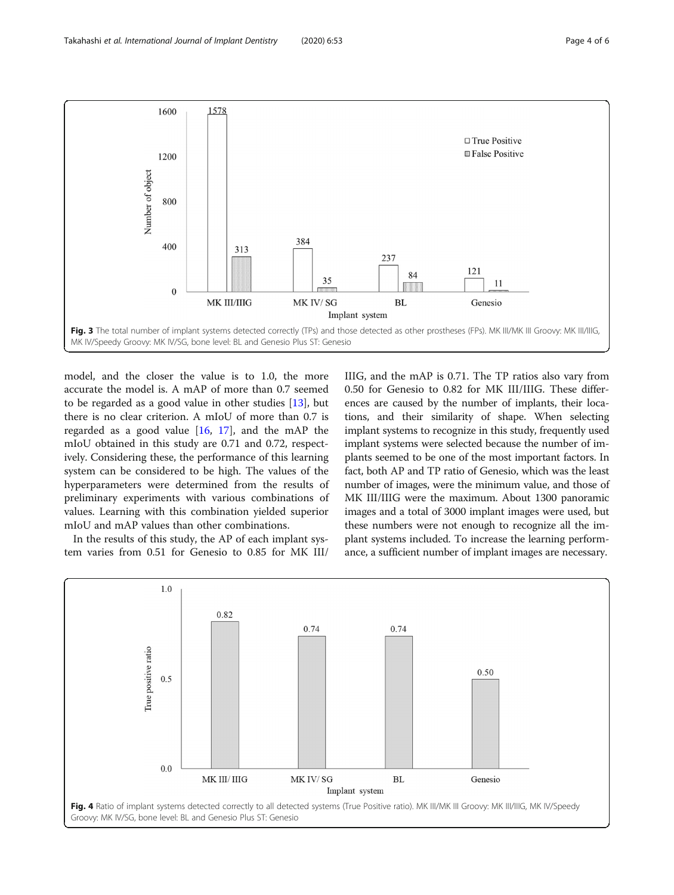Fig. 3 The total number of implant systems detected correctly (TPs) and those detected as other prostheses (FPs). MK III/MK III Groovy: MK III/IIIG, MK IV/Speedy Groovy: MK IV/SG, bone level: BL and Genesio Plus ST: Genesio

model, and the closer the value is to 1.0, the more accurate the model is. A mAP of more than 0.7 seemed to be regarded as a good value in other studies [13], but there is no clear criterion. A mIoU of more than 0.7 is regarded as a good value [16, 17], and the mAP the mIoU obtained in this study are 0.71 and 0.72, respectively. Considering these, the performance of this learning system can be considered to be high. The values of the hyperparameters were determined from the results of preliminary experiments with various combinations of values. Learning with this combination yielded superior mIoU and mAP values than other combinations.

In the results of this study, the AP of each implant system varies from 0.51 for Genesio to 0.85 for MK III/IIIG, and the mAP is 0.71. The TP ratios also vary from 0.50 for Genesio to 0.82 for MK III/IIIG. These differences are caused by the number of implants, their locations, and their similarity of shape. When selecting implant systems to recognize in this study, frequently used implant systems were selected because the number of implants seemed to be one of the most important factors. In fact, both AP and TP ratio of Genesio, which was the least number of images, were the minimum value, and those of MK III/IIIG were the maximum. About 1300 panoramic images and a total of 3000 implant images were used, but these numbers were not enough to recognize all the implant systems included. To increase the learning performance, a sufficient number of implant images are necessary.

Fig. 4 Ratio of implant systems detected correctly to all detected systems (True Positive ratio). MK III/MK III Groovy: MK III/IIIG, MK IV/Speedy Groovy: MK IV/SG, bone level: BL and Genesio Plus ST: Genesio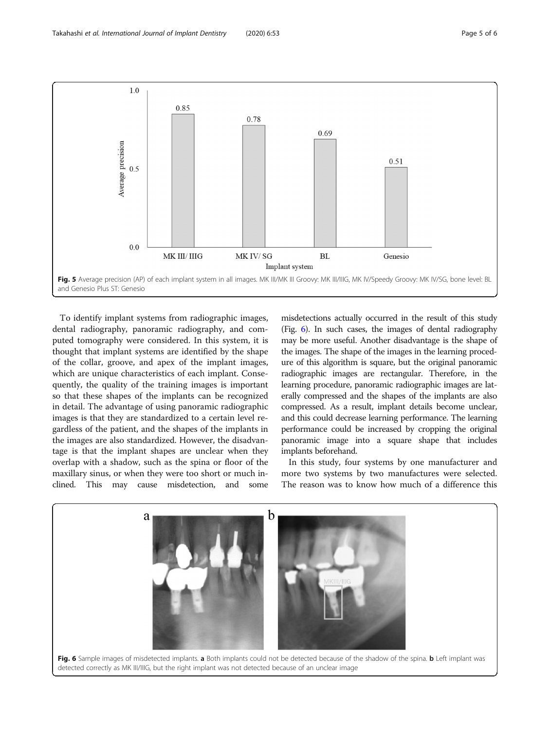1.0

0.85

0.78

0.69

0.51

Average precision

0.5

0.0

MK III/ IIIG

MK IV/ SG

BL

Genesio

Implant system

**Fig. 5** Average precision (AP) of each implant system in all images. MK III/MK III Groovy: MK III/IIIG, MK IV/Speedy Groovy: MK IV/SG, bone level: BL and Genesio Plus ST: Genesio

To identify implant systems from radiographic images, dental radiography, panoramic radiography, and computed tomography were considered. In this system, it is thought that implant systems are identified by the shape of the collar, groove, and apex of the implant images, which are unique characteristics of each implant. Consequently, the quality of the training images is important so that these shapes of the implants can be recognized in detail. The advantage of using panoramic radiographic images is that they are standardized to a certain level regardless of the patient, and the shapes of the implants in the images are also standardized. However, the disadvantage is that the implant shapes are unclear when they overlap with a shadow, such as the spina or floor of the maxillary sinus, or when they were too short or much inclined. This may cause misdetection, and some misdetections actually occurred in the result of this study (Fig. 6). In such cases, the images of dental radiography may be more useful. Another disadvantage is the shape of the images. The shape of the images in the learning procedure of this algorithm is square, but the original panoramic radiographic images are rectangular. Therefore, in the learning procedure, panoramic radiographic images are laterally compressed and the shapes of the implants are also compressed. As a result, implant details become unclear, and this could decrease learning performance. The learning performance could be increased by cropping the original panoramic image into a square shape that includes implants beforehand.

In this study, four systems by one manufacturer and more two systems by two manufactures were selected. The reason was to know how much of a difference this

a

b

MKIII/IIIG

**Fig. 6** Sample images of misdetected implants. **a** Both implants could not be detected because of the shadow of the spina. **b** Left implant was detected correctly as MK III/IIIG, but the right implant was not detected because of an unclear image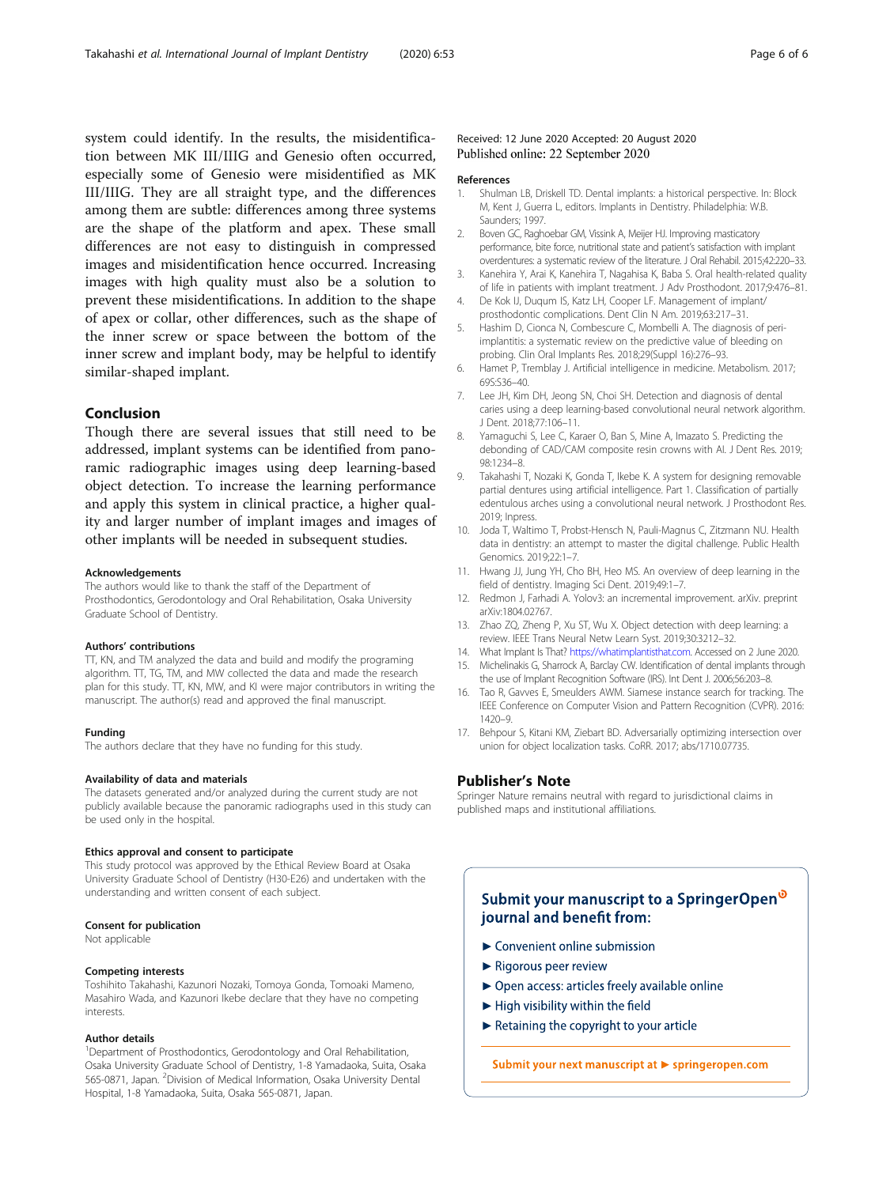system could identify. In the results, the misidentification between MK III/IIIG and Genesio often occurred, especially some of Genesio were misidentified as MK III/IIIG. They are all straight type, and the differences among them are subtle: differences among three systems are the shape of the platform and apex. These small differences are not easy to distinguish in compressed images and misidentification hence occurred. Increasing images with high quality must also be a solution to prevent these misidentifications. In addition to the shape of apex or collar, other differences, such as the shape of the inner screw or space between the bottom of the inner screw and implant body, may be helpful to identify similar-shaped implant.

## Conclusion

Though there are several issues that still need to be addressed, implant systems can be identified from panoramic radiographic images using deep learning-based object detection. To increase the learning performance and apply this system in clinical practice, a higher quality and larger number of implant images and images of other implants will be needed in subsequent studies.

#### Acknowledgements
The authors would like to thank the staff of the Department of Prosthodontics, Gerodontology and Oral Rehabilitation, Osaka University Graduate School of Dentistry.

#### Authors' contributions
TT, KN, and TM analyzed the data and build and modify the programing algorithm. TT, TG, TM, and MW collected the data and made the research plan for this study. TT, KN, MW, and KI were major contributors in writing the manuscript. The author(s) read and approved the final manuscript.

#### Funding
The authors declare that they have no funding for this study.

#### Availability of data and materials
The datasets generated and/or analyzed during the current study are not publicly available because the panoramic radiographs used in this study can be used only in the hospital.

#### Ethics approval and consent to participate
This study protocol was approved by the Ethical Review Board at Osaka University Graduate School of Dentistry (H30-E26) and undertaken with the understanding and written consent of each subject.

#### Consent for publication
Not applicable

#### Competing interests
Toshihito Takahashi, Kazunori Nozaki, Tomoya Gonda, Tomoaki Mameno, Masahiro Wada, and Kazunori Ikebe declare that they have no competing interests.

#### Author details
[1]Department of Prosthodontics, Gerodontology and Oral Rehabilitation, Osaka University Graduate School of Dentistry, 1-8 Yamadaoka, Suita, Osaka 565-0871, Japan. [2]Division of Medical Information, Osaka University Dental Hospital, 1-8 Yamadaoka, Suita, Osaka 565-0871, Japan.

Received: 12 June 2020 Accepted: 20 August 2020
Published online: 22 September 2020

#### References
1. Shulman LB, Driskell TD. Dental implants: a historical perspective. In: Block M, Kent J, Guerra L, editors. Implants in Dentistry. Philadelphia: W.B. Saunders; 1997.
2. Boven GC, Raghoebar GM, Vissink A, Meijer HJ. Improving masticatory performance, bite force, nutritional state and patient's satisfaction with implant overdentures: a systematic review of the literature. J Oral Rehabil. 2015;42:220–33.
3. Kanehira Y, Arai K, Kanehira T, Nagahisa K, Baba S. Oral health-related quality of life in patients with implant treatment. J Adv Prosthodont. 2017;9:476–81.
4. De Kok IJ, Duqum IS, Katz LH, Cooper LF. Management of implant/prosthodontic complications. Dent Clin N Am. 2019;63:217–31.
5. Hashim D, Cionca N, Combescure C, Mombelli A. The diagnosis of peri-implantitis: a systematic review on the predictive value of bleeding on probing. Clin Oral Implants Res. 2018;29(Suppl 16):276–93.
6. Hamet P, Tremblay J. Artificial intelligence in medicine. Metabolism. 2017; 69S:S36–40.
7. Lee JH, Kim DH, Jeong SN, Choi SH. Detection and diagnosis of dental caries using a deep learning-based convolutional neural network algorithm. J Dent. 2018;77:106–11.
8. Yamaguchi S, Lee C, Karaer O, Ban S, Mine A, Imazato S. Predicting the debonding of CAD/CAM composite resin crowns with AI. J Dent Res. 2019; 98:1234–8.
9. Takahashi T, Nozaki K, Gonda T, Ikebe K. A system for designing removable partial dentures using artificial intelligence. Part 1. Classification of partially edentulous arches using a convolutional neural network. J Prosthodont Res. 2019; Inpress.
10. Joda T, Waltimo T, Probst-Hensch N, Pauli-Magnus C, Zitzmann NU. Health data in dentistry: an attempt to master the digital challenge. Public Health Genomics. 2019;22:1–7.
11. Hwang JJ, Jung YH, Cho BH, Heo MS. An overview of deep learning in the field of dentistry. Imaging Sci Dent. 2019;49:1–7.
12. Redmon J, Farhadi A. Yolov3: an incremental improvement. arXiv. preprint arXiv:1804.02767.
13. Zhao ZQ, Zheng P, Xu ST, Wu X. Object detection with deep learning: a review. IEEE Trans Neural Netw Learn Syst. 2019;30:3212–32.
14. What Implant Is That? https://whatimplantisthat.com. Accessed on 2 June 2020.
15. Michelinakis G, Sharrock A, Barclay CW. Identification of dental implants through the use of Implant Recognition Software (IRS). Int Dent J. 2006;56:203–8.
16. Tao R, Gavves E, Smeulders AWM. Siamese instance search for tracking. The IEEE Conference on Computer Vision and Pattern Recognition (CVPR). 2016: 1420–9.
17. Behpour S, Kitani KM, Ziebart BD. Adversarially optimizing intersection over union for object localization tasks. CoRR. 2017; abs/1710.07735.

## Publisher's Note
Springer Nature remains neutral with regard to jurisdictional claims in published maps and institutional affiliations.